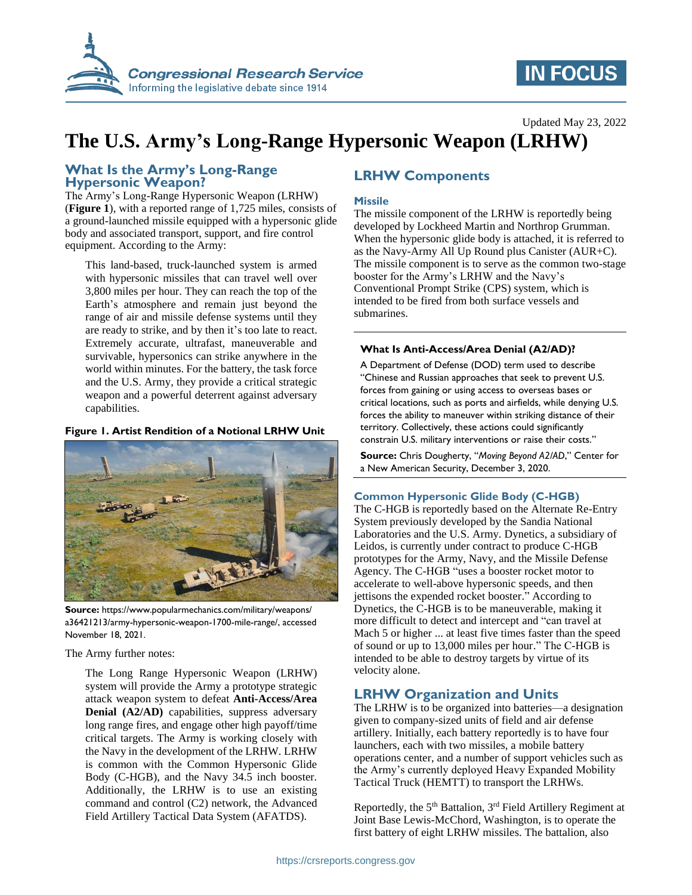Updated May 23, 2022

# The U.S. Army's Long-Range Hypersonic Weapon (LRHW)

## What Is the Army's Long-Range Hypersonic Weapon?

The Army's Long-Range Hypersonic Weapon (LRHW) (**Figure 1**), with a reported range of 1,725 miles, consists of a ground-launched missile equipped with a hypersonic glide body and associated transport, support, and fire control equipment. According to the Army:

> This land-based, truck-launched system is armed with hypersonic missiles that can travel well over 3,800 miles per hour. They can reach the top of the Earth's atmosphere and remain just beyond the range of air and missile defense systems until they are ready to strike, and by then it's too late to react. Extremely accurate, ultrafast, maneuverable and survivable, hypersonics can strike anywhere in the world within minutes. For the battery, the task force and the U.S. Army, they provide a critical strategic weapon and a powerful deterrent against adversary capabilities.

**Figure 1. Artist Rendition of a Notional LRHW Unit**

**Source:** https://www.popularmechanics.com/military/weapons/a36421213/army-hypersonic-weapon-1700-mile-range/, accessed November 18, 2021.

The Army further notes:

> The Long Range Hypersonic Weapon (LRHW) system will provide the Army a prototype strategic attack weapon system to defeat **Anti-Access/Area Denial (A2/AD)** capabilities, suppress adversary long range fires, and engage other high payoff/time critical targets. The Army is working closely with the Navy in the development of the LRHW. LRHW is common with the Common Hypersonic Glide Body (C-HGB), and the Navy 34.5 inch booster. Additionally, the LRHW is to use an existing command and control (C2) network, the Advanced Field Artillery Tactical Data System (AFATDS).

## LRHW Components

### Missile

The missile component of the LRHW is reportedly being developed by Lockheed Martin and Northrop Grumman. When the hypersonic glide body is attached, it is referred to as the Navy-Army All Up Round plus Canister (AUR+C). The missile component is to serve as the common two-stage booster for the Army's LRHW and the Navy's Conventional Prompt Strike (CPS) system, which is intended to be fired from both surface vessels and submarines.

---

**What Is Anti-Access/Area Denial (A2/AD)?**

A Department of Defense (DOD) term used to describe "Chinese and Russian approaches that seek to prevent U.S. forces from gaining or using access to overseas bases or critical locations, such as ports and airfields, while denying U.S. forces the ability to maneuver within striking distance of their territory. Collectively, these actions could significantly constrain U.S. military interventions or raise their costs."

**Source:** Chris Dougherty, "*Moving Beyond A2/AD*," Center for a New American Security, December 3, 2020.

---

### Common Hypersonic Glide Body (C-HGB)

The C-HGB is reportedly based on the Alternate Re-Entry System previously developed by the Sandia National Laboratories and the U.S. Army. Dynetics, a subsidiary of Leidos, is currently under contract to produce C-HGB prototypes for the Army, Navy, and the Missile Defense Agency. The C-HGB "uses a booster rocket motor to accelerate to well-above hypersonic speeds, and then jettisons the expended rocket booster." According to Dynetics, the C-HGB is to be maneuverable, making it more difficult to detect and intercept and "can travel at Mach 5 or higher ... at least five times faster than the speed of sound or up to 13,000 miles per hour." The C-HGB is intended to be able to destroy targets by virtue of its velocity alone.

## LRHW Organization and Units

The LRHW is to be organized into batteries—a designation given to company-sized units of field and air defense artillery. Initially, each battery reportedly is to have four launchers, each with two missiles, a mobile battery operations center, and a number of support vehicles such as the Army's currently deployed Heavy Expanded Mobility Tactical Truck (HEMTT) to transport the LRHWs.

Reportedly, the 5th Battalion, 3rd Field Artillery Regiment at Joint Base Lewis-McChord, Washington, is to operate the first battery of eight LRHW missiles. The battalion, also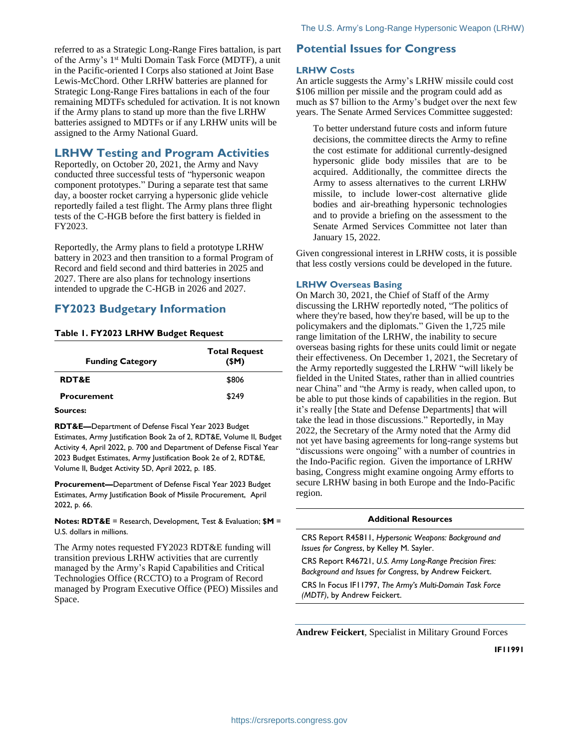referred to as a Strategic Long-Range Fires battalion, is part of the Army's 1st Multi Domain Task Force (MDTF), a unit in the Pacific-oriented I Corps also stationed at Joint Base Lewis-McChord. Other LRHW batteries are planned for Strategic Long-Range Fires battalions in each of the four remaining MDTFs scheduled for activation. It is not known if the Army plans to stand up more than the five LRHW batteries assigned to MDTFs or if any LRHW units will be assigned to the Army National Guard.

## LRHW Testing and Program Activities

Reportedly, on October 20, 2021, the Army and Navy conducted three successful tests of "hypersonic weapon component prototypes." During a separate test that same day, a booster rocket carrying a hypersonic glide vehicle reportedly failed a test flight. The Army plans three flight tests of the C-HGB before the first battery is fielded in FY2023.

Reportedly, the Army plans to field a prototype LRHW battery in 2023 and then transition to a formal Program of Record and field second and third batteries in 2025 and 2027. There are also plans for technology insertions intended to upgrade the C-HGB in 2026 and 2027.

## FY2023 Budgetary Information

**Table 1. FY2023 LRHW Budget Request**

| Funding Category | Total Request ($M) |
| --- | --- |
| **RDT&E** | $806 |
| **Procurement** | $249 |

**Sources:**

**RDT&E—**Department of Defense Fiscal Year 2023 Budget Estimates, Army Justification Book 2a of 2, RDT&E, Volume II, Budget Activity 4, April 2022, p. 700 and Department of Defense Fiscal Year 2023 Budget Estimates, Army Justification Book 2e of 2, RDT&E, Volume II, Budget Activity 5D, April 2022, p. 185.

**Procurement—**Department of Defense Fiscal Year 2023 Budget Estimates, Army Justification Book of Missile Procurement, April 2022, p. 66.

**Notes: RDT&E** = Research, Development, Test & Evaluation; **$M** = U.S. dollars in millions.

The Army notes requested FY2023 RDT&E funding will transition previous LRHW activities that are currently managed by the Army's Rapid Capabilities and Critical Technologies Office (RCCTO) to a Program of Record managed by Program Executive Office (PEO) Missiles and Space.

## Potential Issues for Congress

### LRHW Costs

An article suggests the Army's LRHW missile could cost $106 million per missile and the program could add as much as $7 billion to the Army's budget over the next few years. The Senate Armed Services Committee suggested:

> To better understand future costs and inform future decisions, the committee directs the Army to refine the cost estimate for additional currently-designed hypersonic glide body missiles that are to be acquired. Additionally, the committee directs the Army to assess alternatives to the current LRHW missile, to include lower-cost alternative glide bodies and air-breathing hypersonic technologies and to provide a briefing on the assessment to the Senate Armed Services Committee not later than January 15, 2022.

Given congressional interest in LRHW costs, it is possible that less costly versions could be developed in the future.

### LRHW Overseas Basing

On March 30, 2021, the Chief of Staff of the Army discussing the LRHW reportedly noted, "The politics of where they're based, how they're based, will be up to the policymakers and the diplomats." Given the 1,725 mile range limitation of the LRHW, the inability to secure overseas basing rights for these units could limit or negate their effectiveness. On December 1, 2021, the Secretary of the Army reportedly suggested the LRHW "will likely be fielded in the United States, rather than in allied countries near China" and "the Army is ready, when called upon, to be able to put those kinds of capabilities in the region. But it's really [the State and Defense Departments] that will take the lead in those discussions." Reportedly, in May 2022, the Secretary of the Army noted that the Army did not yet have basing agreements for long-range systems but "discussions were ongoing" with a number of countries in the Indo-Pacific region. Given the importance of LRHW basing, Congress might examine ongoing Army efforts to secure LRHW basing in both Europe and the Indo-Pacific region.

**Additional Resources**

CRS Report R45811, *Hypersonic Weapons: Background and Issues for Congress*, by Kelley M. Sayler.

CRS Report R46721, *U.S. Army Long-Range Precision Fires: Background and Issues for Congress*, by Andrew Feickert.

CRS In Focus IF11797, *The Army's Multi-Domain Task Force (MDTF)*, by Andrew Feickert.

**Andrew Feickert**, Specialist in Military Ground Forces

**IF11991**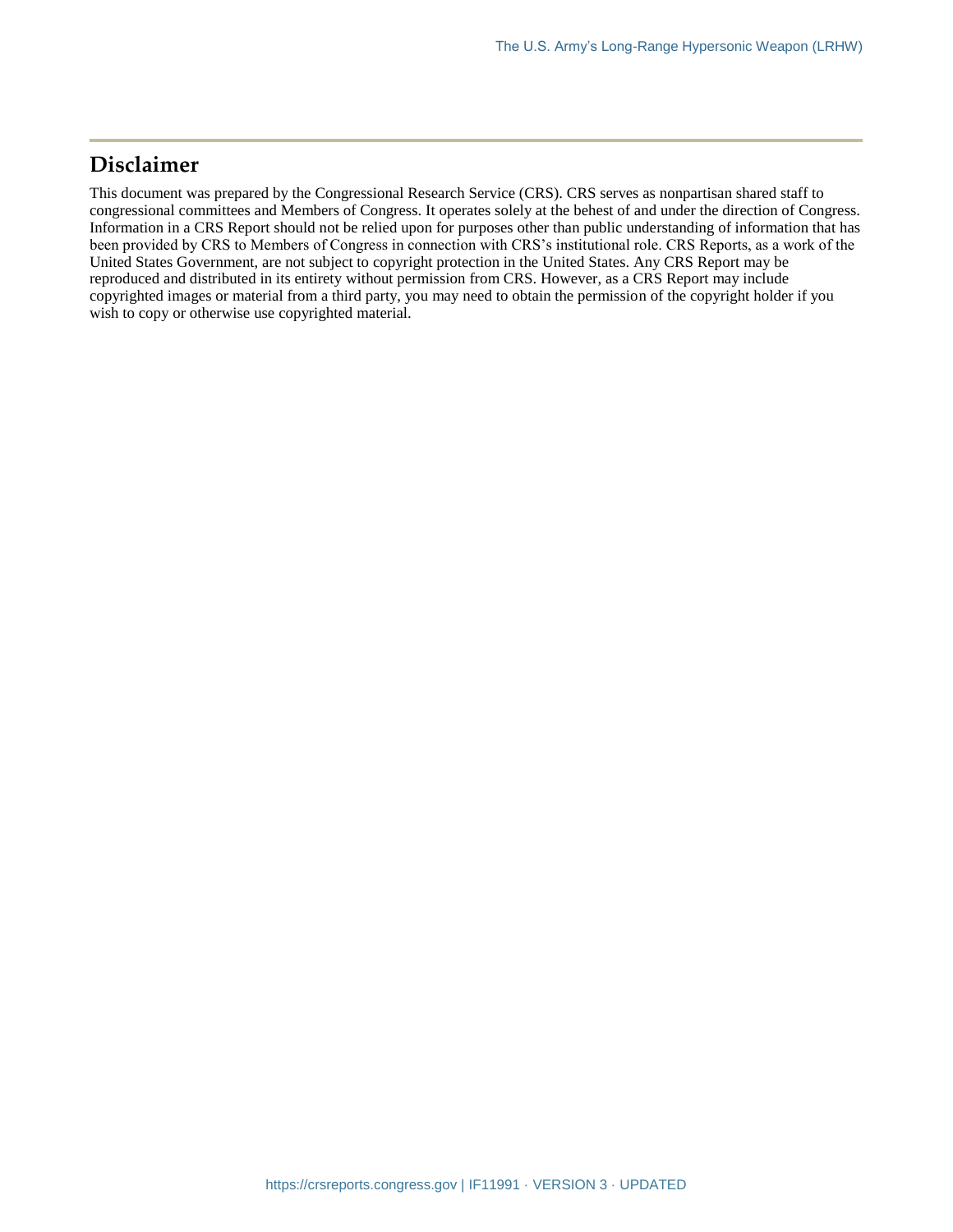## Disclaimer

This document was prepared by the Congressional Research Service (CRS). CRS serves as nonpartisan shared staff to congressional committees and Members of Congress. It operates solely at the behest of and under the direction of Congress. Information in a CRS Report should not be relied upon for purposes other than public understanding of information that has been provided by CRS to Members of Congress in connection with CRS's institutional role. CRS Reports, as a work of the United States Government, are not subject to copyright protection in the United States. Any CRS Report may be reproduced and distributed in its entirety without permission from CRS. However, as a CRS Report may include copyrighted images or material from a third party, you may need to obtain the permission of the copyright holder if you wish to copy or otherwise use copyrighted material.